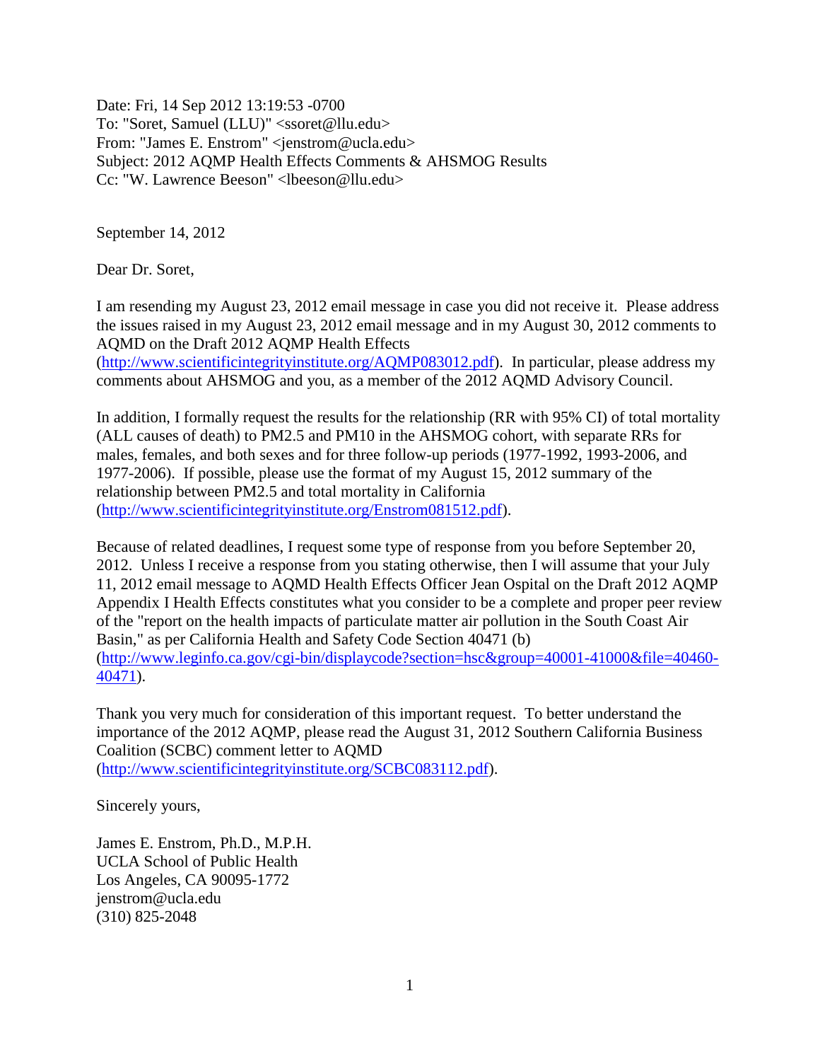Date: Fri, 14 Sep 2012 13:19:53 -0700
To: "Soret, Samuel (LLU)" <ssoret@llu.edu>
From: "James E. Enstrom" <jenstrom@ucla.edu>
Subject: 2012 AQMP Health Effects Comments & AHSMOG Results
Cc: "W. Lawrence Beeson" <lbeeson@llu.edu>

September 14, 2012

Dear Dr. Soret,

I am resending my August 23, 2012 email message in case you did not receive it. Please address the issues raised in my August 23, 2012 email message and in my August 30, 2012 comments to AQMD on the Draft 2012 AQMP Health Effects (http://www.scientificintegrityinstitute.org/AQMP083012.pdf). In particular, please address my comments about AHSMOG and you, as a member of the 2012 AQMD Advisory Council.

In addition, I formally request the results for the relationship (RR with 95% CI) of total mortality (ALL causes of death) to PM2.5 and PM10 in the AHSMOG cohort, with separate RRs for males, females, and both sexes and for three follow-up periods (1977-1992, 1993-2006, and 1977-2006). If possible, please use the format of my August 15, 2012 summary of the relationship between PM2.5 and total mortality in California (http://www.scientificintegrityinstitute.org/Enstrom081512.pdf).

Because of related deadlines, I request some type of response from you before September 20, 2012. Unless I receive a response from you stating otherwise, then I will assume that your July 11, 2012 email message to AQMD Health Effects Officer Jean Ospital on the Draft 2012 AQMP Appendix I Health Effects constitutes what you consider to be a complete and proper peer review of the "report on the health impacts of particulate matter air pollution in the South Coast Air Basin," as per California Health and Safety Code Section 40471 (b) (http://www.leginfo.ca.gov/cgi-bin/displaycode?section=hsc&group=40001-41000&file=40460-40471).

Thank you very much for consideration of this important request. To better understand the importance of the 2012 AQMP, please read the August 31, 2012 Southern California Business Coalition (SCBC) comment letter to AQMD (http://www.scientificintegrityinstitute.org/SCBC083112.pdf).

Sincerely yours,

James E. Enstrom, Ph.D., M.P.H.
UCLA School of Public Health
Los Angeles, CA 90095-1772
jenstrom@ucla.edu
(310) 825-2048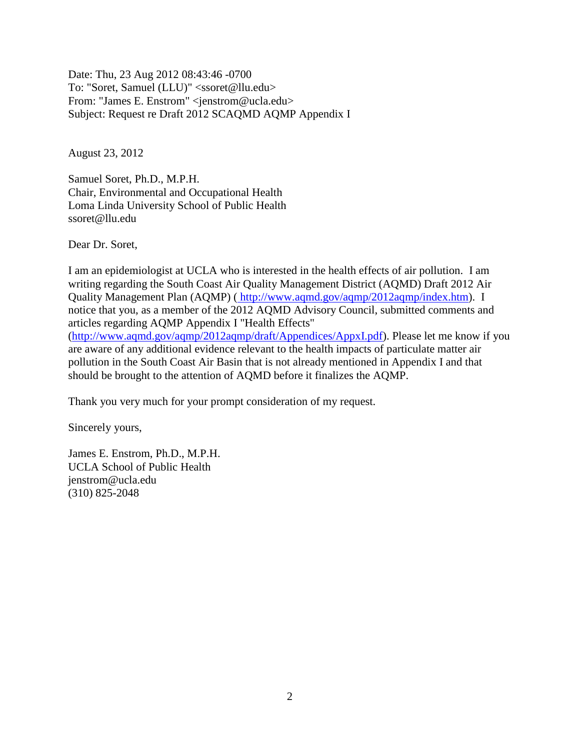Date: Thu, 23 Aug 2012 08:43:46 -0700
To: "Soret, Samuel (LLU)" <ssoret@llu.edu>
From: "James E. Enstrom" <jenstrom@ucla.edu>
Subject: Request re Draft 2012 SCAQMD AQMP Appendix I

August 23, 2012

Samuel Soret, Ph.D., M.P.H.
Chair, Environmental and Occupational Health
Loma Linda University School of Public Health
ssoret@llu.edu

Dear Dr. Soret,

I am an epidemiologist at UCLA who is interested in the health effects of air pollution. I am writing regarding the South Coast Air Quality Management District (AQMD) Draft 2012 Air Quality Management Plan (AQMP) ( http://www.aqmd.gov/aqmp/2012aqmp/index.htm). I notice that you, as a member of the 2012 AQMD Advisory Council, submitted comments and articles regarding AQMP Appendix I "Health Effects" (http://www.aqmd.gov/aqmp/2012aqmp/draft/Appendices/AppxI.pdf). Please let me know if you are aware of any additional evidence relevant to the health impacts of particulate matter air pollution in the South Coast Air Basin that is not already mentioned in Appendix I and that should be brought to the attention of AQMD before it finalizes the AQMP.

Thank you very much for your prompt consideration of my request.

Sincerely yours,

James E. Enstrom, Ph.D., M.P.H.
UCLA School of Public Health
jenstrom@ucla.edu
(310) 825-2048